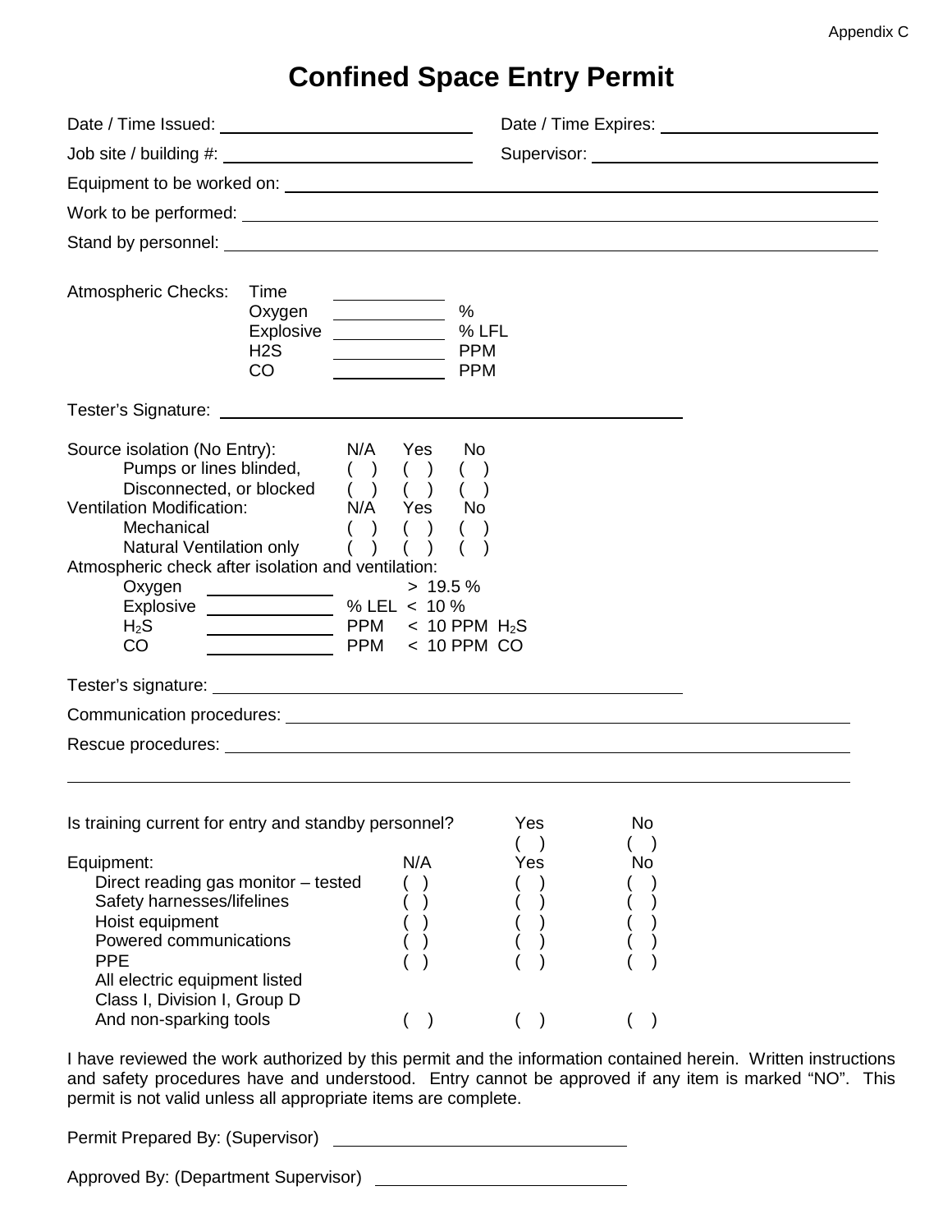Appendix C

# Confined Space Entry Permit

Date / Time Issued: ______________________ Date / Time Expires: ______________________

Job site / building #: ______________________ Supervisor: ______________________

Equipment to be worked on: ______________________________________________

Work to be performed: ______________________________________________

Stand by personnel: ______________________________________________

Atmospheric Checks:

| | | |
|---|---|---|
| Time | __________ | |
| Oxygen | __________ | % |
| Explosive | __________ | % LFL |
| H2S | __________ | PPM |
| CO | __________ | PPM |

Tester's Signature: ______________________________________________

| Source isolation (No Entry): | N/A | Yes | No |
|---|---|---|---|
| Pumps or lines blinded, | ( ) | ( ) | ( ) |
| Disconnected, or blocked | ( ) | ( ) | ( ) |
| **Ventilation Modification:** | **N/A** | **Yes** | **No** |
| Mechanical | ( ) | ( ) | ( ) |
| Natural Ventilation only | ( ) | ( ) | ( ) |

Atmospheric check after isolation and ventilation:

| | | | |
|---|---|---|---|
| Oxygen | __________ | | > 19.5 % |
| Explosive | __________ | % LEL | < 10 % |
| $H_2S$ | __________ | PPM | < 10 PPM $H_2S$ |
| CO | __________ | PPM | < 10 PPM CO |

Tester's signature: ______________________________________________

Communication procedures: ______________________________________________

Rescue procedures: ______________________________________________

______________________________________________

| Is training current for entry and standby personnel? | | Yes | No |
|---|---|---|---|
| | | ( ) | ( ) |
| **Equipment:** | **N/A** | **Yes** | **No** |
| Direct reading gas monitor – tested | ( ) | ( ) | ( ) |
| Safety harnesses/lifelines | ( ) | ( ) | ( ) |
| Hoist equipment | ( ) | ( ) | ( ) |
| Powered communications | ( ) | ( ) | ( ) |
| PPE | ( ) | ( ) | ( ) |
| All electric equipment listed Class I, Division I, Group D And non-sparking tools | ( ) | ( ) | ( ) |

I have reviewed the work authorized by this permit and the information contained herein. Written instructions and safety procedures have and understood. Entry cannot be approved if any item is marked "NO". This permit is not valid unless all appropriate items are complete.

Permit Prepared By: (Supervisor) ______________________

Approved By: (Department Supervisor) ______________________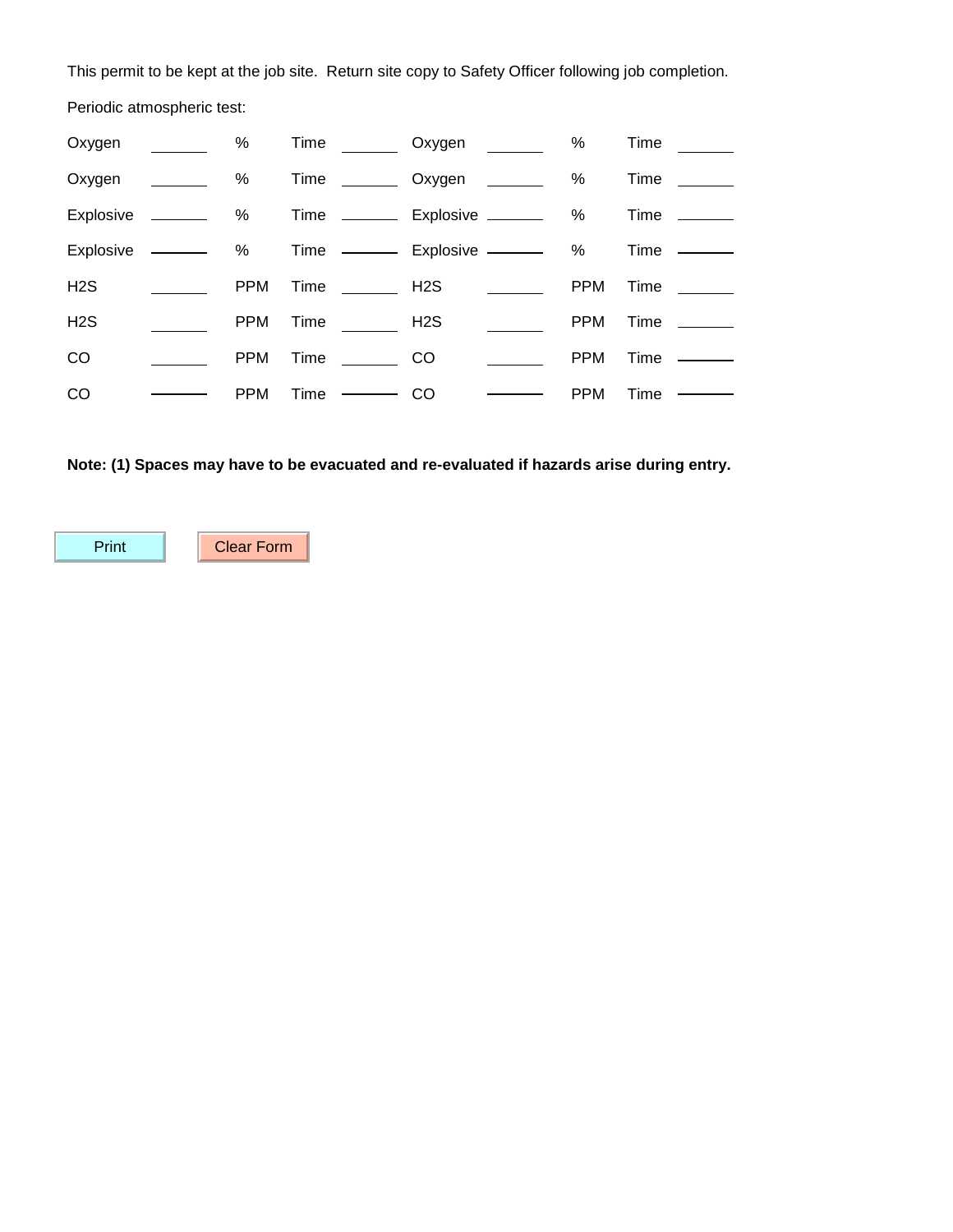This permit to be kept at the job site. Return site copy to Safety Officer following job completion.

Periodic atmospheric test:

| | | | | | | | | | |
|---|---|---|---|---|---|---|---|---|---|
| Oxygen | _______ | % | Time | _______ | Oxygen | _______ | % | Time | _______ |
| Oxygen | _______ | % | Time | _______ | Oxygen | _______ | % | Time | _______ |
| Explosive | _______ | % | Time | _______ | Explosive | _______ | % | Time | _______ |
| Explosive | _______ | % | Time | _______ | Explosive | _______ | % | Time | _______ |
| H2S | _______ | PPM | Time | _______ | H2S | _______ | PPM | Time | _______ |
| H2S | _______ | PPM | Time | _______ | H2S | _______ | PPM | Time | _______ |
| CO | _______ | PPM | Time | _______ | CO | _______ | PPM | Time | _______ |
| CO | _______ | PPM | Time | _______ | CO | _______ | PPM | Time | _______ |

**Note: (1) Spaces may have to be evacuated and re-evaluated if hazards arise during entry.**

Print

Clear Form